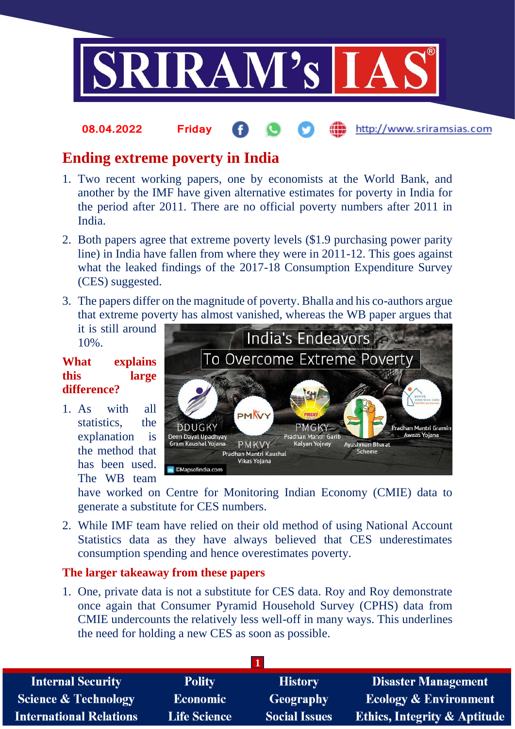08.04.2022 Friday http://www.sriramsias.com

# Ending extreme poverty in India

1. Two recent working papers, one by economists at the World Bank, and another by the IMF have given alternative estimates for poverty in India for the period after 2011. There are no official poverty numbers after 2011 in India.
2. Both papers agree that extreme poverty levels ($1.9 purchasing power parity line) in India have fallen from where they were in 2011-12. This goes against what the leaked findings of the 2017-18 Consumption Expenditure Survey (CES) suggested.
3. The papers differ on the magnitude of poverty. Bhalla and his co-authors argue that extreme poverty has almost vanished, whereas the WB paper argues that it is still around 10%.

## What explains this large difference?

1. As with all statistics, the explanation is the method that has been used. The WB team have worked on Centre for Monitoring Indian Economy (CMIE) data to generate a substitute for CES numbers.
2. While IMF team have relied on their old method of using National Account Statistics data as they have always believed that CES underestimates consumption spending and hence overestimates poverty.

## The larger takeaway from these papers

1. One, private data is not a substitute for CES data. Roy and Roy demonstrate once again that Consumer Pyramid Household Survey (CPHS) data from CMIE undercounts the relatively less well-off in many ways. This underlines the need for holding a new CES as soon as possible.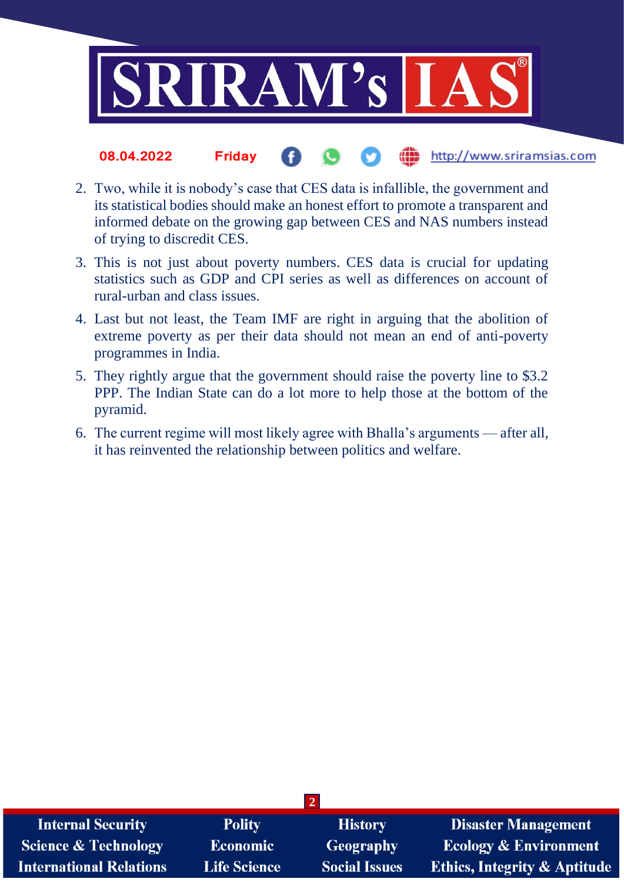2. Two, while it is nobody's case that CES data is infallible, the government and its statistical bodies should make an honest effort to promote a transparent and informed debate on the growing gap between CES and NAS numbers instead of trying to discredit CES.
3. This is not just about poverty numbers. CES data is crucial for updating statistics such as GDP and CPI series as well as differences on account of rural-urban and class issues.
4. Last but not least, the Team IMF are right in arguing that the abolition of extreme poverty as per their data should not mean an end of anti-poverty programmes in India.
5. They rightly argue that the government should raise the poverty line to $3.2 PPP. The Indian State can do a lot more to help those at the bottom of the pyramid.
6. The current regime will most likely agree with Bhalla's arguments — after all, it has reinvented the relationship between politics and welfare.